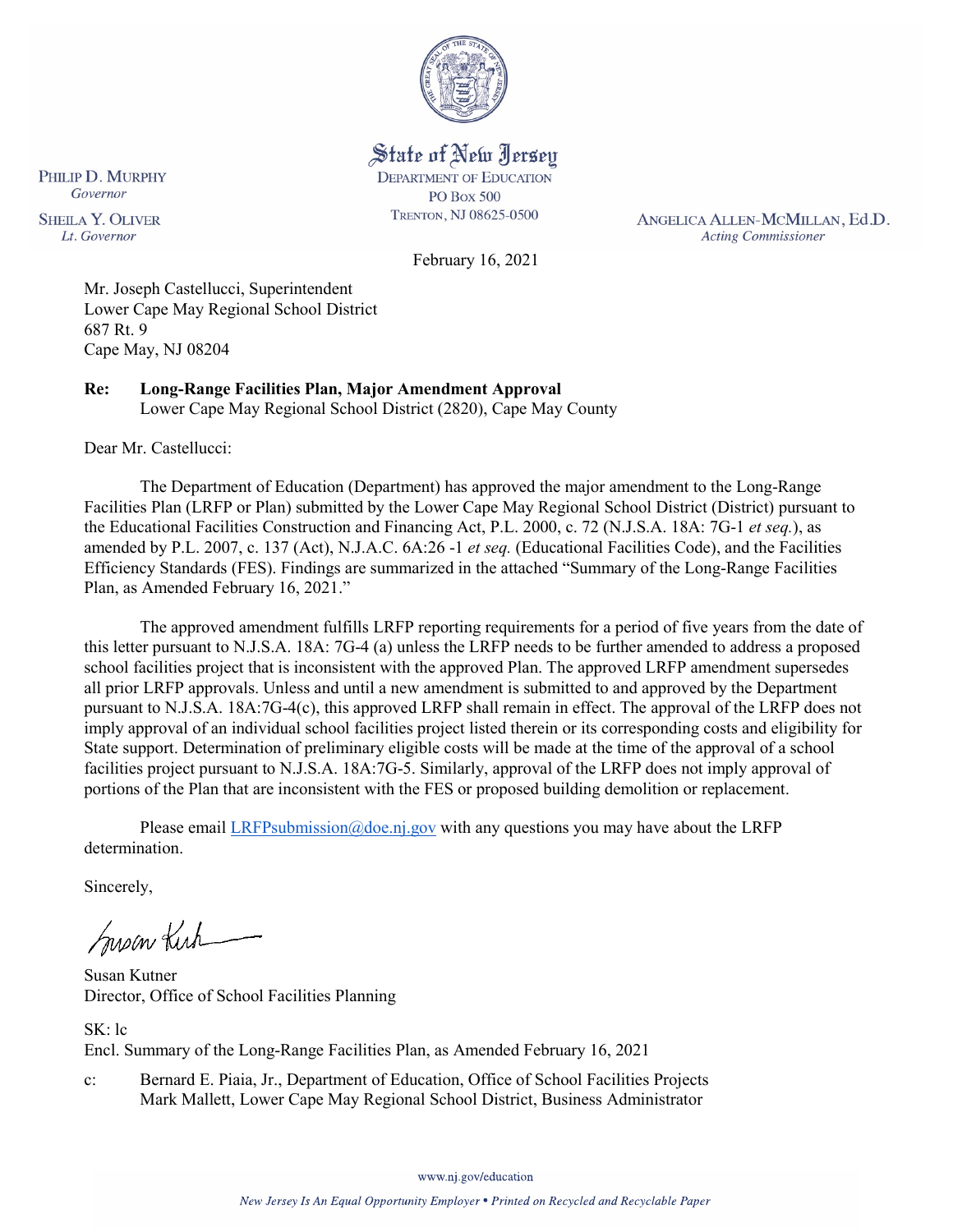State of New Jersey
DEPARTMENT OF EDUCATION
PO BOX 500
TRENTON, NJ 08625-0500

PHILIP D. MURPHY
*Governor*

SHEILA Y. OLIVER
*Lt. Governor*

ANGELICA ALLEN-MCMILLAN, Ed.D.
*Acting Commissioner*

February 16, 2021

Mr. Joseph Castellucci, Superintendent
Lower Cape May Regional School District
687 Rt. 9
Cape May, NJ 08204

**Re: Long-Range Facilities Plan, Major Amendment Approval**
Lower Cape May Regional School District (2820), Cape May County

Dear Mr. Castellucci:

The Department of Education (Department) has approved the major amendment to the Long-Range Facilities Plan (LRFP or Plan) submitted by the Lower Cape May Regional School District (District) pursuant to the Educational Facilities Construction and Financing Act, P.L. 2000, c. 72 (N.J.S.A. 18A: 7G-1 *et seq.*), as amended by P.L. 2007, c. 137 (Act), N.J.A.C. 6A:26 -1 *et seq.* (Educational Facilities Code), and the Facilities Efficiency Standards (FES). Findings are summarized in the attached "Summary of the Long-Range Facilities Plan, as Amended February 16, 2021."

The approved amendment fulfills LRFP reporting requirements for a period of five years from the date of this letter pursuant to N.J.S.A. 18A: 7G-4 (a) unless the LRFP needs to be further amended to address a proposed school facilities project that is inconsistent with the approved Plan. The approved LRFP amendment supersedes all prior LRFP approvals. Unless and until a new amendment is submitted to and approved by the Department pursuant to N.J.S.A. 18A:7G-4(c), this approved LRFP shall remain in effect. The approval of the LRFP does not imply approval of an individual school facilities project listed therein or its corresponding costs and eligibility for State support. Determination of preliminary eligible costs will be made at the time of the approval of a school facilities project pursuant to N.J.S.A. 18A:7G-5. Similarly, approval of the LRFP does not imply approval of portions of the Plan that are inconsistent with the FES or proposed building demolition or replacement.

Please email LRFPsubmission@doe.nj.gov with any questions you may have about the LRFP determination.

Sincerely,

Susan Kutner
Director, Office of School Facilities Planning

SK: lc
Encl. Summary of the Long-Range Facilities Plan, as Amended February 16, 2021

c: Bernard E. Piaia, Jr., Department of Education, Office of School Facilities Projects
Mark Mallett, Lower Cape May Regional School District, Business Administrator

www.nj.gov/education

*New Jersey Is An Equal Opportunity Employer • Printed on Recycled and Recyclable Paper*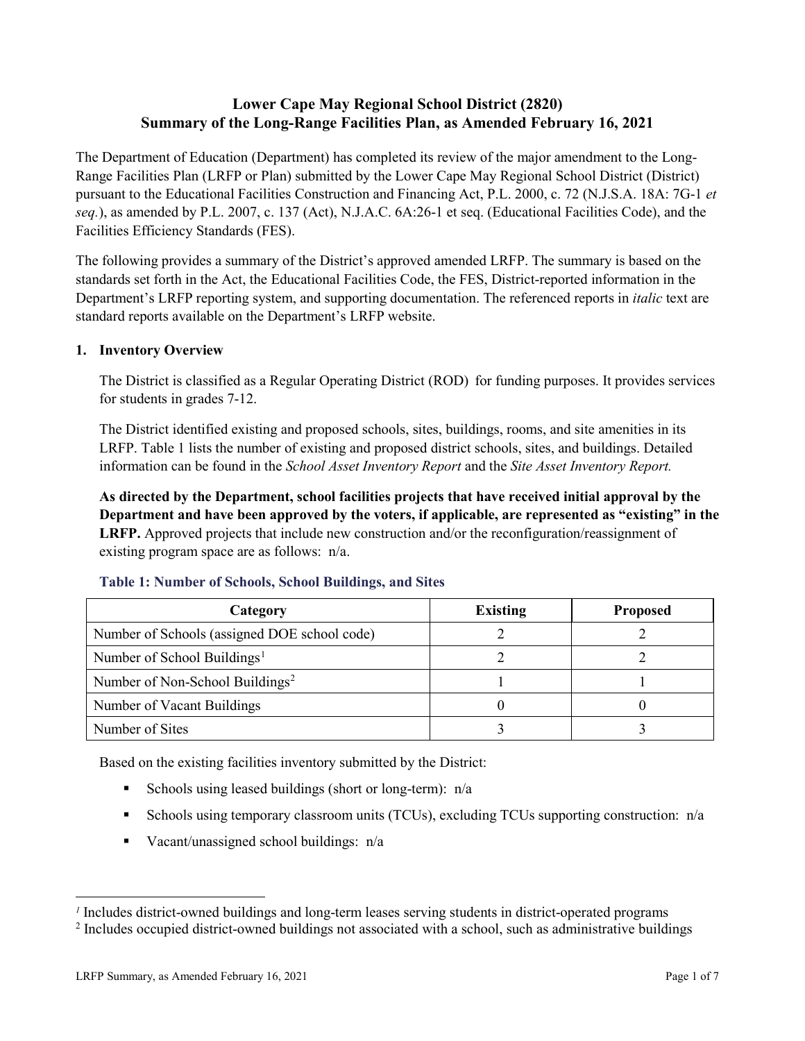# Lower Cape May Regional School District (2820)
# Summary of the Long-Range Facilities Plan, as Amended February 16, 2021

The Department of Education (Department) has completed its review of the major amendment to the Long-Range Facilities Plan (LRFP or Plan) submitted by the Lower Cape May Regional School District (District) pursuant to the Educational Facilities Construction and Financing Act, P.L. 2000, c. 72 (N.J.S.A. 18A: 7G-1 *et seq.*), as amended by P.L. 2007, c. 137 (Act), N.J.A.C. 6A:26-1 et seq. (Educational Facilities Code), and the Facilities Efficiency Standards (FES).

The following provides a summary of the District's approved amended LRFP. The summary is based on the standards set forth in the Act, the Educational Facilities Code, the FES, District-reported information in the Department's LRFP reporting system, and supporting documentation. The referenced reports in *italic* text are standard reports available on the Department's LRFP website.

## 1. Inventory Overview

The District is classified as a Regular Operating District (ROD) for funding purposes. It provides services for students in grades 7-12.

The District identified existing and proposed schools, sites, buildings, rooms, and site amenities in its LRFP. Table 1 lists the number of existing and proposed district schools, sites, and buildings. Detailed information can be found in the *School Asset Inventory Report* and the *Site Asset Inventory Report.*

**As directed by the Department, school facilities projects that have received initial approval by the Department and have been approved by the voters, if applicable, are represented as "existing" in the LRFP.** Approved projects that include new construction and/or the reconfiguration/reassignment of existing program space are as follows: n/a.

### Table 1: Number of Schools, School Buildings, and Sites

| Category | Existing | Proposed |
|---|---|---|
| Number of Schools (assigned DOE school code) | 2 | 2 |
| Number of School Buildings[1] | 2 | 2 |
| Number of Non-School Buildings[2] | 1 | 1 |
| Number of Vacant Buildings | 0 | 0 |
| Number of Sites | 3 | 3 |

Based on the existing facilities inventory submitted by the District:

- Schools using leased buildings (short or long-term): n/a
- Schools using temporary classroom units (TCUs), excluding TCUs supporting construction: n/a
- Vacant/unassigned school buildings: n/a

[1] Includes district-owned buildings and long-term leases serving students in district-operated programs

[2] Includes occupied district-owned buildings not associated with a school, such as administrative buildings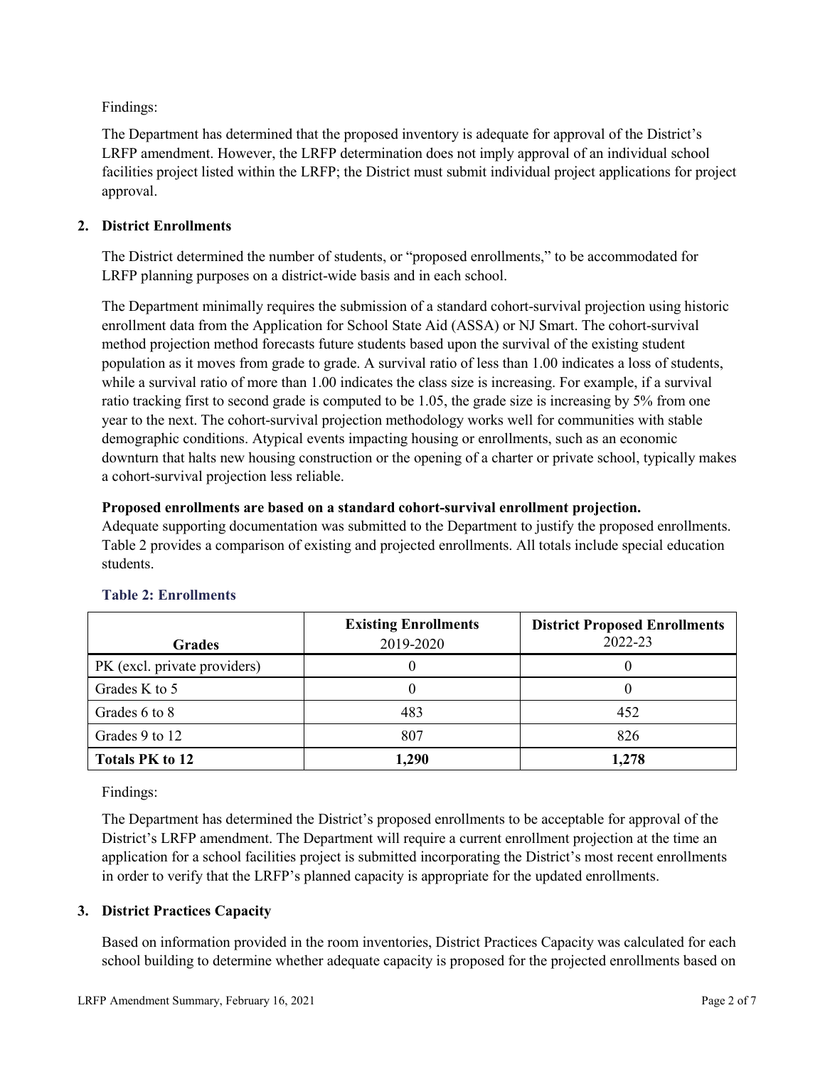Findings:

The Department has determined that the proposed inventory is adequate for approval of the District's LRFP amendment. However, the LRFP determination does not imply approval of an individual school facilities project listed within the LRFP; the District must submit individual project applications for project approval.

## 2. District Enrollments

The District determined the number of students, or "proposed enrollments," to be accommodated for LRFP planning purposes on a district-wide basis and in each school.

The Department minimally requires the submission of a standard cohort-survival projection using historic enrollment data from the Application for School State Aid (ASSA) or NJ Smart. The cohort-survival method projection method forecasts future students based upon the survival of the existing student population as it moves from grade to grade. A survival ratio of less than 1.00 indicates a loss of students, while a survival ratio of more than 1.00 indicates the class size is increasing. For example, if a survival ratio tracking first to second grade is computed to be 1.05, the grade size is increasing by 5% from one year to the next. The cohort-survival projection methodology works well for communities with stable demographic conditions. Atypical events impacting housing or enrollments, such as an economic downturn that halts new housing construction or the opening of a charter or private school, typically makes a cohort-survival projection less reliable.

**Proposed enrollments are based on a standard cohort-survival enrollment projection.**
Adequate supporting documentation was submitted to the Department to justify the proposed enrollments. Table 2 provides a comparison of existing and projected enrollments. All totals include special education students.

### Table 2: Enrollments

| Grades | Existing Enrollments 2019-2020 | District Proposed Enrollments 2022-23 |
|---|---|---|
| PK (excl. private providers) | 0 | 0 |
| Grades K to 5 | 0 | 0 |
| Grades 6 to 8 | 483 | 452 |
| Grades 9 to 12 | 807 | 826 |
| **Totals PK to 12** | **1,290** | **1,278** |

Findings:

The Department has determined the District's proposed enrollments to be acceptable for approval of the District's LRFP amendment. The Department will require a current enrollment projection at the time an application for a school facilities project is submitted incorporating the District's most recent enrollments in order to verify that the LRFP's planned capacity is appropriate for the updated enrollments.

## 3. District Practices Capacity

Based on information provided in the room inventories, District Practices Capacity was calculated for each school building to determine whether adequate capacity is proposed for the projected enrollments based on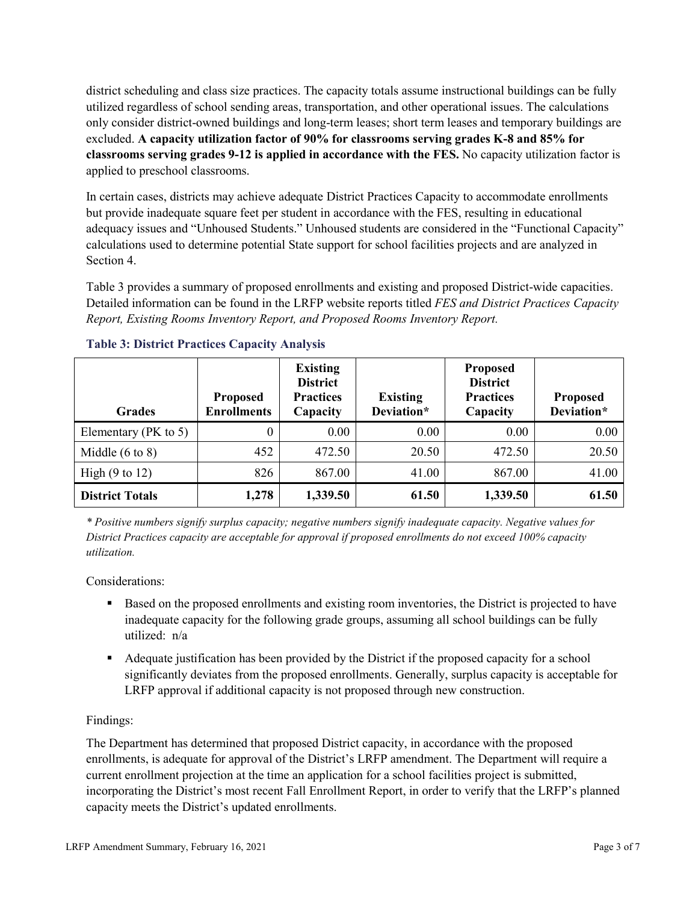district scheduling and class size practices. The capacity totals assume instructional buildings can be fully utilized regardless of school sending areas, transportation, and other operational issues. The calculations only consider district-owned buildings and long-term leases; short term leases and temporary buildings are excluded. **A capacity utilization factor of 90% for classrooms serving grades K-8 and 85% for classrooms serving grades 9-12 is applied in accordance with the FES.** No capacity utilization factor is applied to preschool classrooms.

In certain cases, districts may achieve adequate District Practices Capacity to accommodate enrollments but provide inadequate square feet per student in accordance with the FES, resulting in educational adequacy issues and "Unhoused Students." Unhoused students are considered in the "Functional Capacity" calculations used to determine potential State support for school facilities projects and are analyzed in Section 4.

Table 3 provides a summary of proposed enrollments and existing and proposed District-wide capacities. Detailed information can be found in the LRFP website reports titled *FES and District Practices Capacity Report, Existing Rooms Inventory Report, and Proposed Rooms Inventory Report.*

### Table 3: District Practices Capacity Analysis

| Grades | Proposed Enrollments | Existing District Practices Capacity | Existing Deviation* | Proposed District Practices Capacity | Proposed Deviation* |
|---|---|---|---|---|---|
| Elementary (PK to 5) | 0 | 0.00 | 0.00 | 0.00 | 0.00 |
| Middle (6 to 8) | 452 | 472.50 | 20.50 | 472.50 | 20.50 |
| High (9 to 12) | 826 | 867.00 | 41.00 | 867.00 | 41.00 |
| **District Totals** | **1,278** | **1,339.50** | **61.50** | **1,339.50** | **61.50** |

*\* Positive numbers signify surplus capacity; negative numbers signify inadequate capacity. Negative values for District Practices capacity are acceptable for approval if proposed enrollments do not exceed 100% capacity utilization.*

Considerations:

- Based on the proposed enrollments and existing room inventories, the District is projected to have inadequate capacity for the following grade groups, assuming all school buildings can be fully utilized: n/a
- Adequate justification has been provided by the District if the proposed capacity for a school significantly deviates from the proposed enrollments. Generally, surplus capacity is acceptable for LRFP approval if additional capacity is not proposed through new construction.

Findings:

The Department has determined that proposed District capacity, in accordance with the proposed enrollments, is adequate for approval of the District's LRFP amendment. The Department will require a current enrollment projection at the time an application for a school facilities project is submitted, incorporating the District's most recent Fall Enrollment Report, in order to verify that the LRFP's planned capacity meets the District's updated enrollments.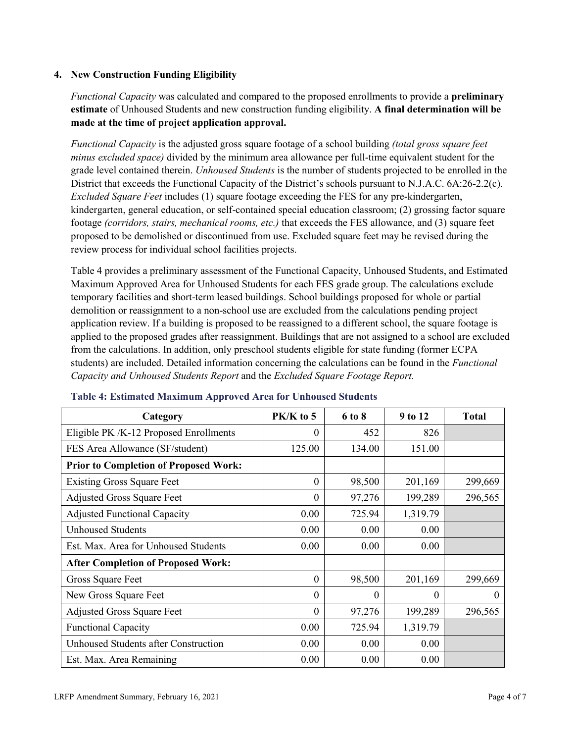## 4. New Construction Funding Eligibility

*Functional Capacity* was calculated and compared to the proposed enrollments to provide a **preliminary estimate** of Unhoused Students and new construction funding eligibility. **A final determination will be made at the time of project application approval.**

*Functional Capacity* is the adjusted gross square footage of a school building *(total gross square feet minus excluded space)* divided by the minimum area allowance per full-time equivalent student for the grade level contained therein. *Unhoused Students* is the number of students projected to be enrolled in the District that exceeds the Functional Capacity of the District's schools pursuant to N.J.A.C. 6A:26-2.2(c). *Excluded Square Feet* includes (1) square footage exceeding the FES for any pre-kindergarten, kindergarten, general education, or self-contained special education classroom; (2) grossing factor square footage *(corridors, stairs, mechanical rooms, etc.)* that exceeds the FES allowance, and (3) square feet proposed to be demolished or discontinued from use. Excluded square feet may be revised during the review process for individual school facilities projects.

Table 4 provides a preliminary assessment of the Functional Capacity, Unhoused Students, and Estimated Maximum Approved Area for Unhoused Students for each FES grade group. The calculations exclude temporary facilities and short-term leased buildings. School buildings proposed for whole or partial demolition or reassignment to a non-school use are excluded from the calculations pending project application review. If a building is proposed to be reassigned to a different school, the square footage is applied to the proposed grades after reassignment. Buildings that are not assigned to a school are excluded from the calculations. In addition, only preschool students eligible for state funding (former ECPA students) are included. Detailed information concerning the calculations can be found in the *Functional Capacity and Unhoused Students Report* and the *Excluded Square Footage Report.*

**Table 4: Estimated Maximum Approved Area for Unhoused Students**

| Category | PK/K to 5 | 6 to 8 | 9 to 12 | Total |
|---|---|---|---|---|
| Eligible PK /K-12 Proposed Enrollments | 0 | 452 | 826 | |
| FES Area Allowance (SF/student) | 125.00 | 134.00 | 151.00 | |
| **Prior to Completion of Proposed Work:** | | | | |
| Existing Gross Square Feet | 0 | 98,500 | 201,169 | 299,669 |
| Adjusted Gross Square Feet | 0 | 97,276 | 199,289 | 296,565 |
| Adjusted Functional Capacity | 0.00 | 725.94 | 1,319.79 | |
| Unhoused Students | 0.00 | 0.00 | 0.00 | |
| Est. Max. Area for Unhoused Students | 0.00 | 0.00 | 0.00 | |
| **After Completion of Proposed Work:** | | | | |
| Gross Square Feet | 0 | 98,500 | 201,169 | 299,669 |
| New Gross Square Feet | 0 | 0 | 0 | 0 |
| Adjusted Gross Square Feet | 0 | 97,276 | 199,289 | 296,565 |
| Functional Capacity | 0.00 | 725.94 | 1,319.79 | |
| Unhoused Students after Construction | 0.00 | 0.00 | 0.00 | |
| Est. Max. Area Remaining | 0.00 | 0.00 | 0.00 | |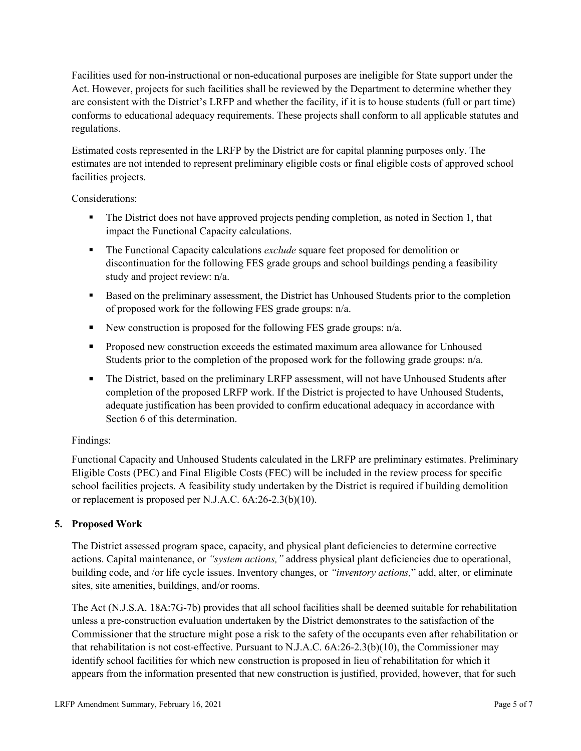Facilities used for non-instructional or non-educational purposes are ineligible for State support under the Act. However, projects for such facilities shall be reviewed by the Department to determine whether they are consistent with the District's LRFP and whether the facility, if it is to house students (full or part time) conforms to educational adequacy requirements. These projects shall conform to all applicable statutes and regulations.

Estimated costs represented in the LRFP by the District are for capital planning purposes only. The estimates are not intended to represent preliminary eligible costs or final eligible costs of approved school facilities projects.

Considerations:

- The District does not have approved projects pending completion, as noted in Section 1, that impact the Functional Capacity calculations.
- The Functional Capacity calculations *exclude* square feet proposed for demolition or discontinuation for the following FES grade groups and school buildings pending a feasibility study and project review: n/a.
- Based on the preliminary assessment, the District has Unhoused Students prior to the completion of proposed work for the following FES grade groups: n/a.
- New construction is proposed for the following FES grade groups: n/a.
- Proposed new construction exceeds the estimated maximum area allowance for Unhoused Students prior to the completion of the proposed work for the following grade groups: n/a.
- The District, based on the preliminary LRFP assessment, will not have Unhoused Students after completion of the proposed LRFP work. If the District is projected to have Unhoused Students, adequate justification has been provided to confirm educational adequacy in accordance with Section 6 of this determination.

Findings:

Functional Capacity and Unhoused Students calculated in the LRFP are preliminary estimates. Preliminary Eligible Costs (PEC) and Final Eligible Costs (FEC) will be included in the review process for specific school facilities projects. A feasibility study undertaken by the District is required if building demolition or replacement is proposed per N.J.A.C. 6A:26-2.3(b)(10).

## 5. Proposed Work

The District assessed program space, capacity, and physical plant deficiencies to determine corrective actions. Capital maintenance, or *"system actions,"* address physical plant deficiencies due to operational, building code, and /or life cycle issues. Inventory changes, or *"inventory actions,"* add, alter, or eliminate sites, site amenities, buildings, and/or rooms.

The Act (N.J.S.A. 18A:7G-7b) provides that all school facilities shall be deemed suitable for rehabilitation unless a pre-construction evaluation undertaken by the District demonstrates to the satisfaction of the Commissioner that the structure might pose a risk to the safety of the occupants even after rehabilitation or that rehabilitation is not cost-effective. Pursuant to N.J.A.C. 6A:26-2.3(b)(10), the Commissioner may identify school facilities for which new construction is proposed in lieu of rehabilitation for which it appears from the information presented that new construction is justified, provided, however, that for such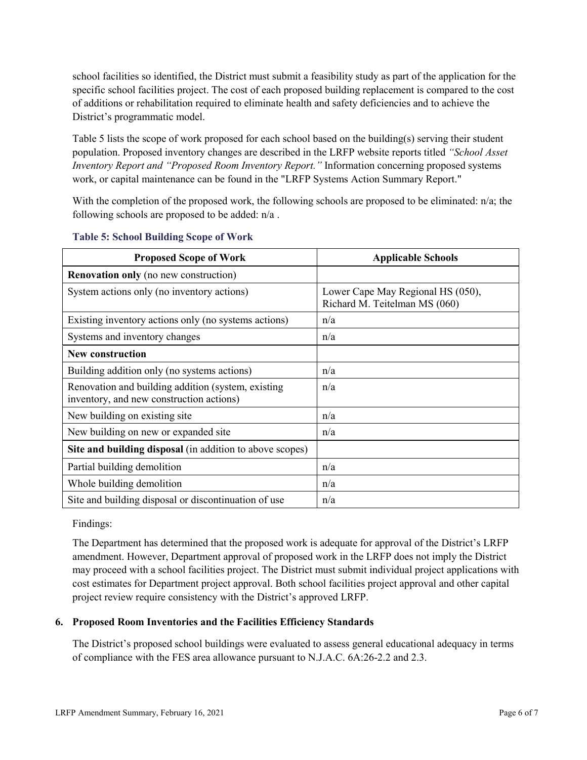school facilities so identified, the District must submit a feasibility study as part of the application for the specific school facilities project. The cost of each proposed building replacement is compared to the cost of additions or rehabilitation required to eliminate health and safety deficiencies and to achieve the District's programmatic model.

Table 5 lists the scope of work proposed for each school based on the building(s) serving their student population. Proposed inventory changes are described in the LRFP website reports titled *"School Asset Inventory Report and "Proposed Room Inventory Report."* Information concerning proposed systems work, or capital maintenance can be found in the "LRFP Systems Action Summary Report."

With the completion of the proposed work, the following schools are proposed to be eliminated: n/a; the following schools are proposed to be added: n/a .

**Table 5: School Building Scope of Work**

| Proposed Scope of Work | Applicable Schools |
|---|---|
| **Renovation only** (no new construction) | |
| System actions only (no inventory actions) | Lower Cape May Regional HS (050), Richard M. Teitelman MS (060) |
| Existing inventory actions only (no systems actions) | n/a |
| Systems and inventory changes | n/a |
| **New construction** | |
| Building addition only (no systems actions) | n/a |
| Renovation and building addition (system, existing inventory, and new construction actions) | n/a |
| New building on existing site | n/a |
| New building on new or expanded site | n/a |
| **Site and building disposal** (in addition to above scopes) | |
| Partial building demolition | n/a |
| Whole building demolition | n/a |
| Site and building disposal or discontinuation of use | n/a |

Findings:

The Department has determined that the proposed work is adequate for approval of the District's LRFP amendment. However, Department approval of proposed work in the LRFP does not imply the District may proceed with a school facilities project. The District must submit individual project applications with cost estimates for Department project approval. Both school facilities project approval and other capital project review require consistency with the District's approved LRFP.

## 6. Proposed Room Inventories and the Facilities Efficiency Standards

The District's proposed school buildings were evaluated to assess general educational adequacy in terms of compliance with the FES area allowance pursuant to N.J.A.C. 6A:26-2.2 and 2.3.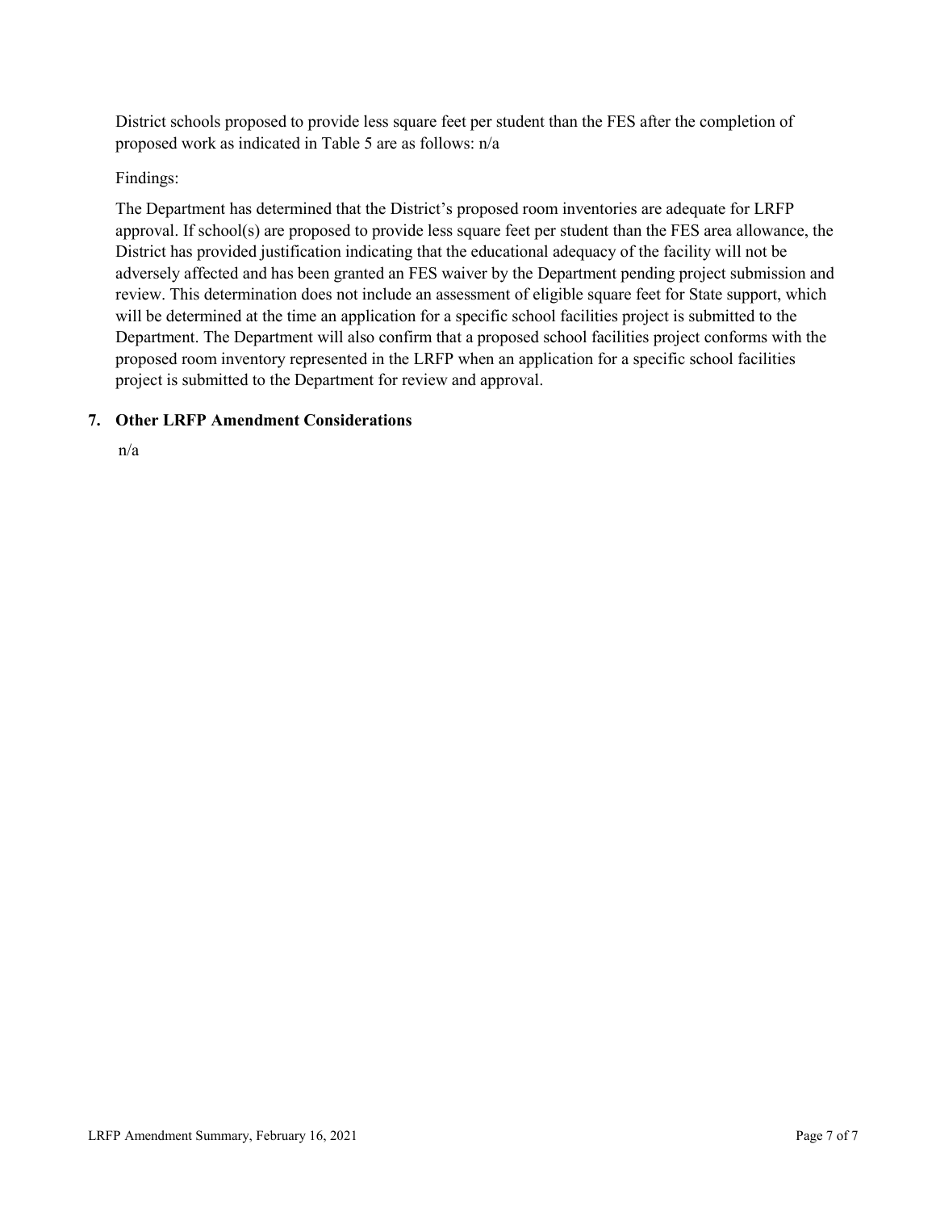District schools proposed to provide less square feet per student than the FES after the completion of proposed work as indicated in Table 5 are as follows: n/a

Findings:

The Department has determined that the District's proposed room inventories are adequate for LRFP approval. If school(s) are proposed to provide less square feet per student than the FES area allowance, the District has provided justification indicating that the educational adequacy of the facility will not be adversely affected and has been granted an FES waiver by the Department pending project submission and review. This determination does not include an assessment of eligible square feet for State support, which will be determined at the time an application for a specific school facilities project is submitted to the Department. The Department will also confirm that a proposed school facilities project conforms with the proposed room inventory represented in the LRFP when an application for a specific school facilities project is submitted to the Department for review and approval.

## 7. Other LRFP Amendment Considerations

n/a